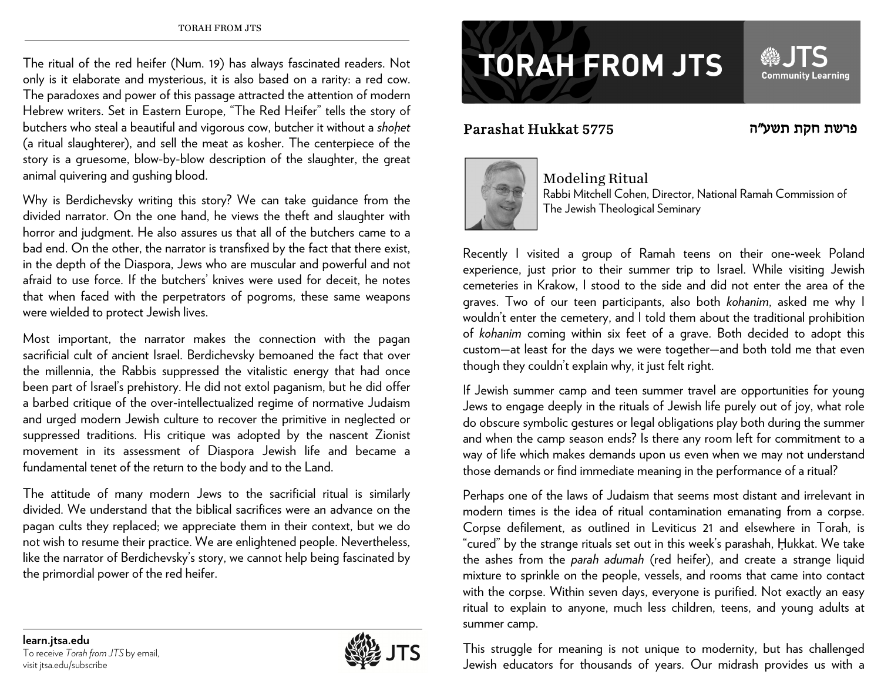The ritual of the red heifer (Num. 19) has always fascinated readers. Not only is it elaborate and mysterious, it is also based on a rarity: a red cow. The paradoxes and power of this passage attracted the attention of modern Hebrew writers. Set in Eastern Europe, "The Red Heifer" tells the story of butchers who steal a beautiful and vigorous cow, butcher it without a *shoḥet* (a ritual slaughterer), and sell the meat as kosher. The centerpiece of the story is a gruesome, blow-by-blow description of the slaughter, the great animal quivering and gushing blood.

Why is Berdichevsky writing this story? We can take guidance from the divided narrator. On the one hand, he views the theft and slaughter with horror and judgment. He also assures us that all of the butchers came to a bad end. On the other, the narrator is transfixed by the fact that there exist, in the depth of the Diaspora, Jews who are muscular and powerful and not afraid to use force. If the butchers' knives were used for deceit, he notes that when faced with the perpetrators of pogroms, these same weapons were wielded to protect Jewish lives.

Most important, the narrator makes the connection with the pagan sacrificial cult of ancient Israel. Berdichevsky bemoaned the fact that over the millennia, the Rabbis suppressed the vitalistic energy that had once been part of Israel's prehistory. He did not extol paganism, but he did offer a barbed critique of the over-intellectualized regime of normative Judaism and urged modern Jewish culture to recover the primitive in neglected or suppressed traditions. His critique was adopted by the nascent Zionist movement in its assessment of Diaspora Jewish life and became a fundamental tenet of the return to the body and to the Land.

The attitude of many modern Jews to the sacrificial ritual is similarly divided. We understand that the biblical sacrifices were an advance on the pagan cults they replaced; we appreciate them in their context, but we do not wish to resume their practice. We are enlightened people. Nevertheless, like the narrator of Berdichevsky's story, we cannot help being fascinated by the primordial power of the red heifer.

**learn.jtsa.edu**
To receive *Torah from JTS* by email, visit jtsa.edu/subscribe

# TORAH FROM JTS

JTS Community Learning

## Parashat Hukkat 5775

פרשת חקת תשע״ה

### Modeling Ritual

Rabbi Mitchell Cohen, Director, National Ramah Commission of The Jewish Theological Seminary

Recently I visited a group of Ramah teens on their one-week Poland experience, just prior to their summer trip to Israel. While visiting Jewish cemeteries in Krakow, I stood to the side and did not enter the area of the graves. Two of our teen participants, also both *kohanim*, asked me why I wouldn't enter the cemetery, and I told them about the traditional prohibition of *kohanim* coming within six feet of a grave. Both decided to adopt this custom—at least for the days we were together—and both told me that even though they couldn't explain why, it just felt right.

If Jewish summer camp and teen summer travel are opportunities for young Jews to engage deeply in the rituals of Jewish life purely out of joy, what role do obscure symbolic gestures or legal obligations play both during the summer and when the camp season ends? Is there any room left for commitment to a way of life which makes demands upon us even when we may not understand those demands or find immediate meaning in the performance of a ritual?

Perhaps one of the laws of Judaism that seems most distant and irrelevant in modern times is the idea of ritual contamination emanating from a corpse. Corpse defilement, as outlined in Leviticus 21 and elsewhere in Torah, is "cured" by the strange rituals set out in this week's parashah, Ḥukkat. We take the ashes from the *parah adumah* (red heifer), and create a strange liquid mixture to sprinkle on the people, vessels, and rooms that came into contact with the corpse. Within seven days, everyone is purified. Not exactly an easy ritual to explain to anyone, much less children, teens, and young adults at summer camp.

This struggle for meaning is not unique to modernity, but has challenged Jewish educators for thousands of years. Our midrash provides us with a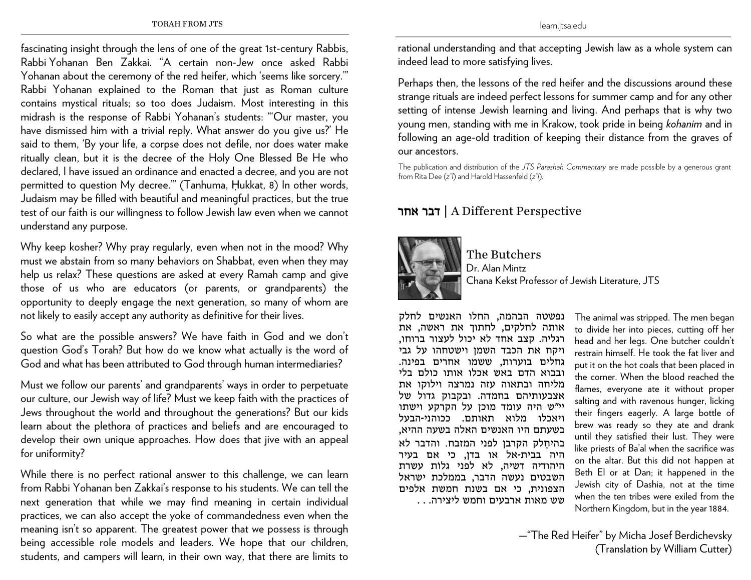fascinating insight through the lens of one of the great 1st-century Rabbis, Rabbi Yohanan Ben Zakkai. "A certain non-Jew once asked Rabbi Yohanan about the ceremony of the red heifer, which 'seems like sorcery.'" Rabbi Yohanan explained to the Roman that just as Roman culture contains mystical rituals; so too does Judaism. Most interesting in this midrash is the response of Rabbi Yohanan's students: "'Our master, you have dismissed him with a trivial reply. What answer do you give us?' He said to them, 'By your life, a corpse does not defile, nor does water make ritually clean, but it is the decree of the Holy One Blessed Be He who declared, I have issued an ordinance and enacted a decree, and you are not permitted to question My decree.'" (Tanhuma, Ḥukkat, 8) In other words, Judaism may be filled with beautiful and meaningful practices, but the true test of our faith is our willingness to follow Jewish law even when we cannot understand any purpose.

Why keep kosher? Why pray regularly, even when not in the mood? Why must we abstain from so many behaviors on Shabbat, even when they may help us relax? These questions are asked at every Ramah camp and give those of us who are educators (or parents, or grandparents) the opportunity to deeply engage the next generation, so many of whom are not likely to easily accept any authority as definitive for their lives.

So what are the possible answers? We have faith in God and we don't question God's Torah? But how do we know what actually is the word of God and what has been attributed to God through human intermediaries?

Must we follow our parents' and grandparents' ways in order to perpetuate our culture, our Jewish way of life? Must we keep faith with the practices of Jews throughout the world and throughout the generations? But our kids learn about the plethora of practices and beliefs and are encouraged to develop their own unique approaches. How does that jive with an appeal for uniformity?

While there is no perfect rational answer to this challenge, we can learn from Rabbi Yohanan ben Zakkai's response to his students. We can tell the next generation that while we may find meaning in certain individual practices, we can also accept the yoke of commandedness even when the meaning isn't so apparent. The greatest power that we possess is through being accessible role models and leaders. We hope that our children, students, and campers will learn, in their own way, that there are limits to rational understanding and that accepting Jewish law as a whole system can indeed lead to more satisfying lives.

Perhaps then, the lessons of the red heifer and the discussions around these strange rituals are indeed perfect lessons for summer camp and for any other setting of intense Jewish learning and living. And perhaps that is why two young men, standing with me in Krakow, took pride in being *kohanim* and in following an age-old tradition of keeping their distance from the graves of our ancestors.

The publication and distribution of the *JTS Parashah Commentary* are made possible by a generous grant from Rita Dee (*z"l*) and Harold Hassenfeld (*z"l*).

## דבר אחר | A Different Perspective

### The Butchers

Dr. Alan Mintz
Chana Kekst Professor of Jewish Literature, JTS

נפשטה הבהמה, החלו האנשים לחלק אותה לחלקים, לחתוך את ראשה, את רגליה. קצב אחד לא יכול לעצור ברוחו, ויקח את הכבד השמן וישטחהו על גבי גחלים בוערות, ששמו אחרים בפינה. ובבוא הדם באש אכלו אותו כולם בלי מליחה ובתאוה עזה נמרצה וילוקו את אצבעותיהם בחמדה. ובקבוק גדול של יי"ש היה עומד מוכן על הקרקע וישתו ויאכלו מלוא תאותם. ככוהני-הבעל בשעתם היו האנשים האלה בשעה ההיא, בהיחלק הקרבן לפני המזבח. והדבר לא היה בבית-אל או בדן, כי אם בעיר היהודיה דשיה, לא לפני גלות עשרת השבטים נעשה הדבר, בממלכת ישראל הצפונית, כי אם בשנת חמשת אלפים שש מאות ארבעים וחמש ליצירה. . .

The animal was stripped. The men began to divide her into pieces, cutting off her head and her legs. One butcher couldn't restrain himself. He took the fat liver and put it on the hot coals that been placed in the corner. When the blood reached the flames, everyone ate it without proper salting and with ravenous hunger, licking their fingers eagerly. A large bottle of brew was ready so they ate and drank until they satisfied their lust. They were like priests of Ba'al when the sacrifice was on the altar. But this did not happen at Beth El or at Dan; it happened in the Jewish city of Dashia, not at the time when the ten tribes were exiled from the Northern Kingdom, but in the year 1884.

—"The Red Heifer" by Micha Josef Berdichevsky
(Translation by William Cutter)